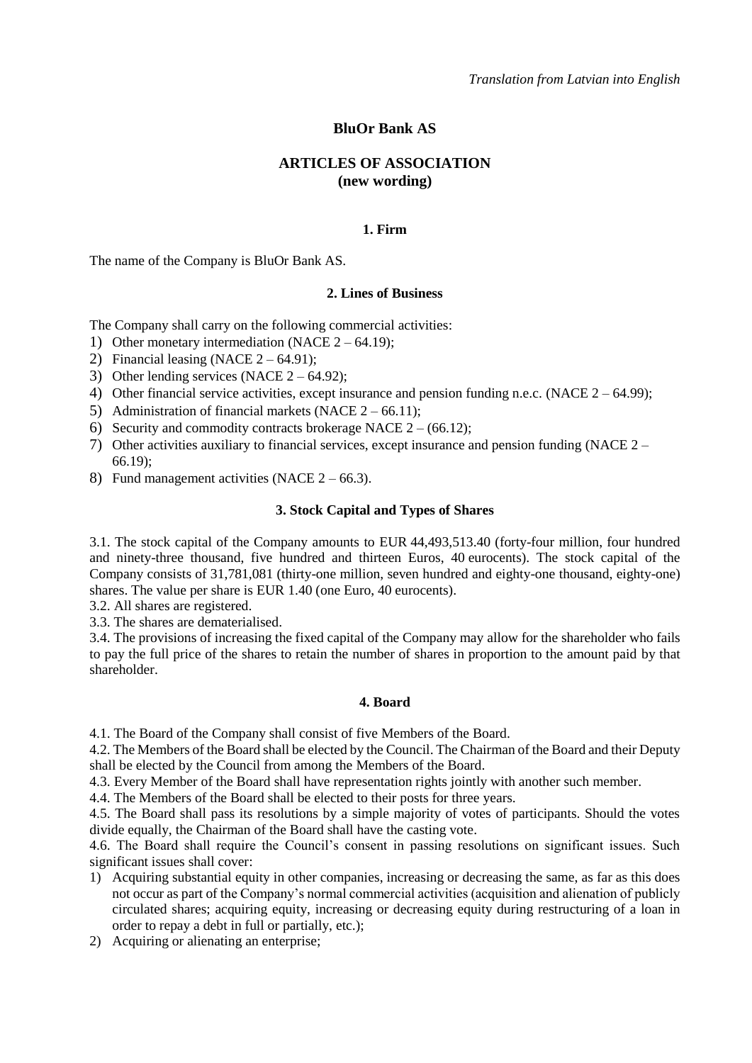*Translation from Latvian into English*

# BluOr Bank AS

## ARTICLES OF ASSOCIATION
**(new wording)**

### 1. Firm

The name of the Company is BluOr Bank AS.

### 2. Lines of Business

The Company shall carry on the following commercial activities:

1) Other monetary intermediation (NACE 2 – 64.19);
2) Financial leasing (NACE 2 – 64.91);
3) Other lending services (NACE 2 – 64.92);
4) Other financial service activities, except insurance and pension funding n.e.c. (NACE 2 – 64.99);
5) Administration of financial markets (NACE 2 – 66.11);
6) Security and commodity contracts brokerage NACE 2 – (66.12);
7) Other activities auxiliary to financial services, except insurance and pension funding (NACE 2 – 66.19);
8) Fund management activities (NACE 2 – 66.3).

### 3. Stock Capital and Types of Shares

3.1. The stock capital of the Company amounts to EUR 44,493,513.40 (forty-four million, four hundred and ninety-three thousand, five hundred and thirteen Euros, 40 eurocents). The stock capital of the Company consists of 31,781,081 (thirty-one million, seven hundred and eighty-one thousand, eighty-one) shares. The value per share is EUR 1.40 (one Euro, 40 eurocents).

3.2. All shares are registered.

3.3. The shares are dematerialised.

3.4. The provisions of increasing the fixed capital of the Company may allow for the shareholder who fails to pay the full price of the shares to retain the number of shares in proportion to the amount paid by that shareholder.

### 4. Board

4.1. The Board of the Company shall consist of five Members of the Board.

4.2. The Members of the Board shall be elected by the Council. The Chairman of the Board and their Deputy shall be elected by the Council from among the Members of the Board.

4.3. Every Member of the Board shall have representation rights jointly with another such member.

4.4. The Members of the Board shall be elected to their posts for three years.

4.5. The Board shall pass its resolutions by a simple majority of votes of participants. Should the votes divide equally, the Chairman of the Board shall have the casting vote.

4.6. The Board shall require the Council's consent in passing resolutions on significant issues. Such significant issues shall cover:

1) Acquiring substantial equity in other companies, increasing or decreasing the same, as far as this does not occur as part of the Company's normal commercial activities (acquisition and alienation of publicly circulated shares; acquiring equity, increasing or decreasing equity during restructuring of a loan in order to repay a debt in full or partially, etc.);
2) Acquiring or alienating an enterprise;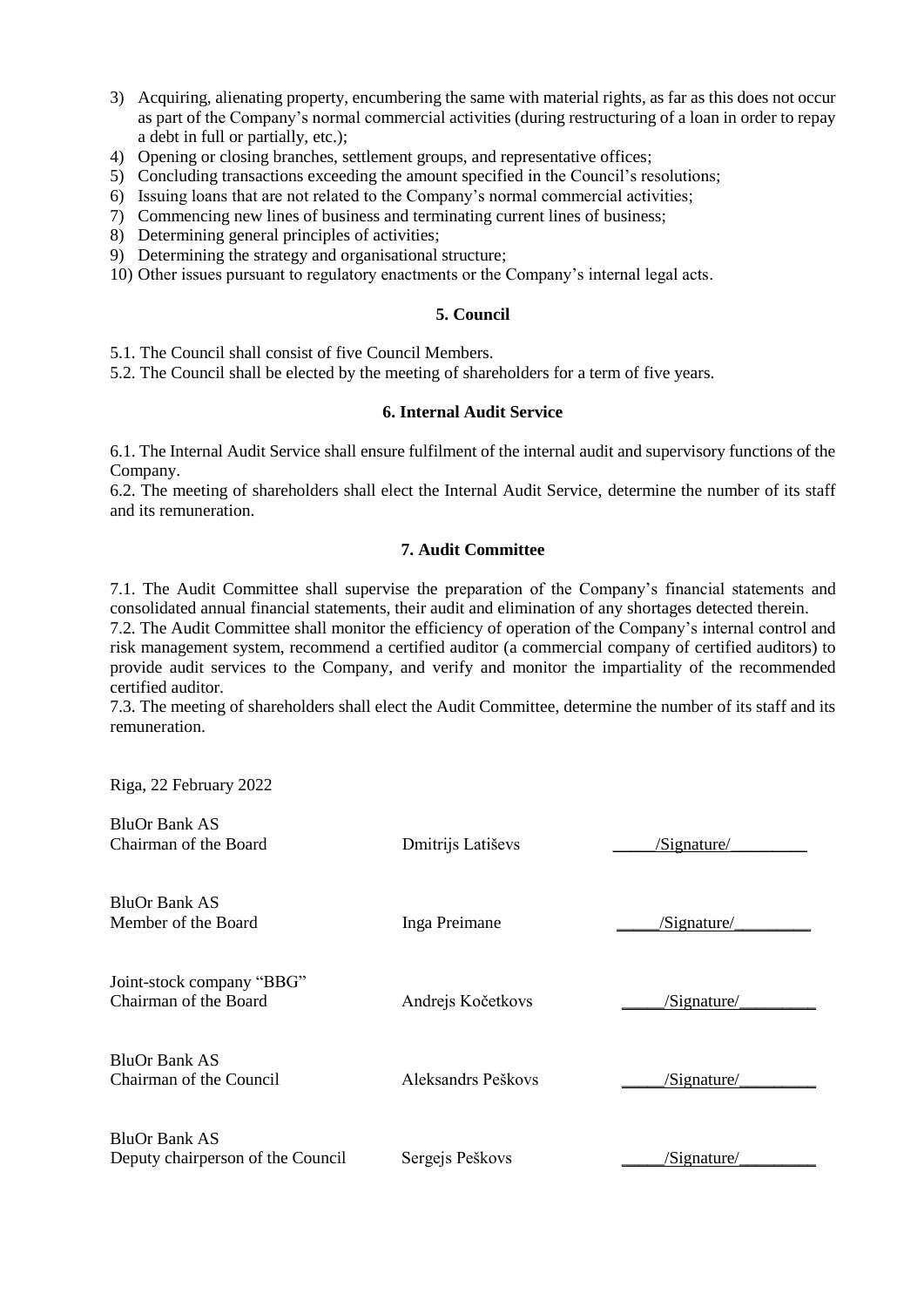3) Acquiring, alienating property, encumbering the same with material rights, as far as this does not occur as part of the Company's normal commercial activities (during restructuring of a loan in order to repay a debt in full or partially, etc.);
4) Opening or closing branches, settlement groups, and representative offices;
5) Concluding transactions exceeding the amount specified in the Council's resolutions;
6) Issuing loans that are not related to the Company's normal commercial activities;
7) Commencing new lines of business and terminating current lines of business;
8) Determining general principles of activities;
9) Determining the strategy and organisational structure;
10) Other issues pursuant to regulatory enactments or the Company's internal legal acts.

## 5. Council

5.1. The Council shall consist of five Council Members.

5.2. The Council shall be elected by the meeting of shareholders for a term of five years.

## 6. Internal Audit Service

6.1. The Internal Audit Service shall ensure fulfilment of the internal audit and supervisory functions of the Company.

6.2. The meeting of shareholders shall elect the Internal Audit Service, determine the number of its staff and its remuneration.

## 7. Audit Committee

7.1. The Audit Committee shall supervise the preparation of the Company's financial statements and consolidated annual financial statements, their audit and elimination of any shortages detected therein.

7.2. The Audit Committee shall monitor the efficiency of operation of the Company's internal control and risk management system, recommend a certified auditor (a commercial company of certified auditors) to provide audit services to the Company, and verify and monitor the impartiality of the recommended certified auditor.

7.3. The meeting of shareholders shall elect the Audit Committee, determine the number of its staff and its remuneration.

Riga, 22 February 2022

| | | |
|---|---|---|
| BluOr Bank AS<br>Chairman of the Board | Dmitrijs Latiševs | _____/Signature/_________ |
| BluOr Bank AS<br>Member of the Board | Inga Preimane | _____/Signature/_________ |
| Joint-stock company "BBG"<br>Chairman of the Board | Andrejs Kočetkovs | _____/Signature/_________ |
| BluOr Bank AS<br>Chairman of the Council | Aleksandrs Peškovs | _____/Signature/_________ |
| BluOr Bank AS<br>Deputy chairperson of the Council | Sergejs Peškovs | _____/Signature/_________ |